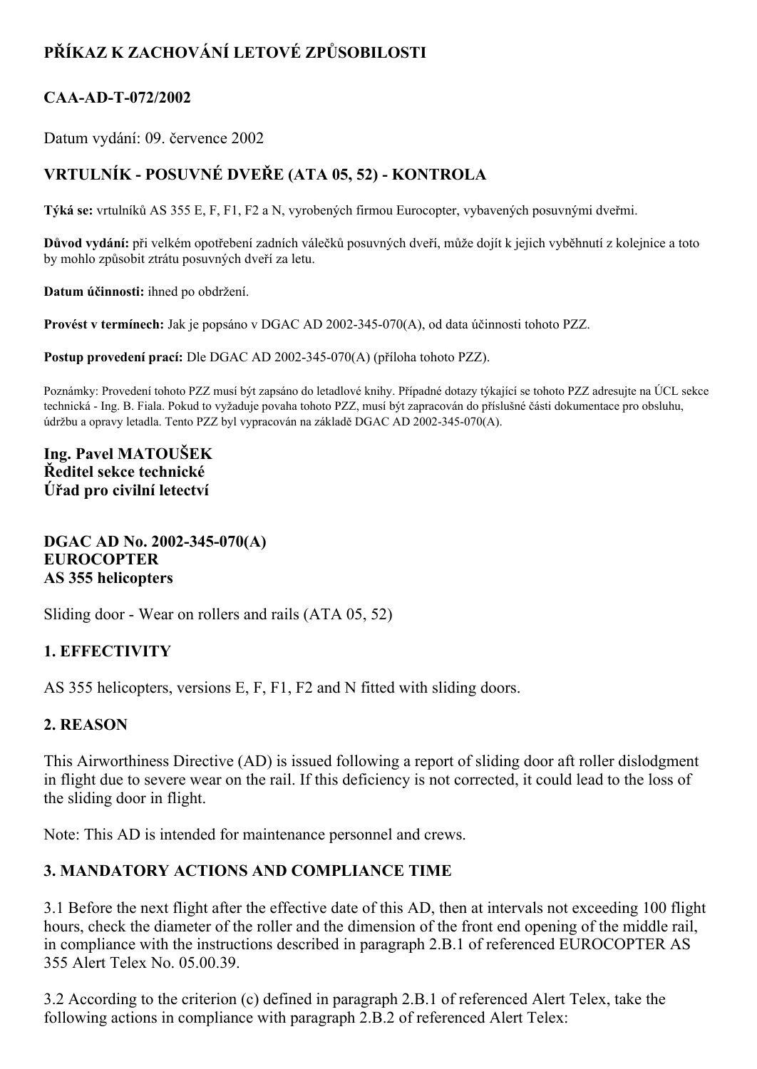# PŘÍKAZ K ZACHOVÁNÍ LETOVÉ ZPŮSOBILOSTI

## CAA-AD-T-072/2002

Datum vydání: 09. července 2002

## VRTULNÍK - POSUVNÉ DVEŘE (ATA 05, 52) - KONTROLA

**Týká se:** vrtulníků AS 355 E, F, F1, F2 a N, vyrobených firmou Eurocopter, vybavených posuvnými dveřmi.

**Důvod vydání:** při velkém opotřebení zadních válečků posuvných dveří, může dojít k jejich vyběhnutí z kolejnice a toto by mohlo způsobit ztrátu posuvných dveří za letu.

**Datum účinnosti:** ihned po obdržení.

**Provést v termínech:** Jak je popsáno v DGAC AD 2002-345-070(A), od data účinnosti tohoto PZZ.

**Postup provedení prací:** Dle DGAC AD 2002-345-070(A) (příloha tohoto PZZ).

Poznámky: Provedení tohoto PZZ musí být zapsáno do letadlové knihy. Případné dotazy týkající se tohoto PZZ adresujte na ÚCL sekce technická - Ing. B. Fiala. Pokud to vyžaduje povaha tohoto PZZ, musí být zapracován do příslušné části dokumentace pro obsluhu, údržbu a opravy letadla. Tento PZZ byl vypracován na základě DGAC AD 2002-345-070(A).

**Ing. Pavel MATOUŠEK**
**Ředitel sekce technické**
**Úřad pro civilní letectví**

**DGAC AD No. 2002-345-070(A)**
**EUROCOPTER**
**AS 355 helicopters**

Sliding door - Wear on rollers and rails (ATA 05, 52)

## 1. EFFECTIVITY

AS 355 helicopters, versions E, F, F1, F2 and N fitted with sliding doors.

## 2. REASON

This Airworthiness Directive (AD) is issued following a report of sliding door aft roller dislodgment in flight due to severe wear on the rail. If this deficiency is not corrected, it could lead to the loss of the sliding door in flight.

Note: This AD is intended for maintenance personnel and crews.

## 3. MANDATORY ACTIONS AND COMPLIANCE TIME

3.1 Before the next flight after the effective date of this AD, then at intervals not exceeding 100 flight hours, check the diameter of the roller and the dimension of the front end opening of the middle rail, in compliance with the instructions described in paragraph 2.B.1 of referenced EUROCOPTER AS 355 Alert Telex No. 05.00.39.

3.2 According to the criterion (c) defined in paragraph 2.B.1 of referenced Alert Telex, take the following actions in compliance with paragraph 2.B.2 of referenced Alert Telex: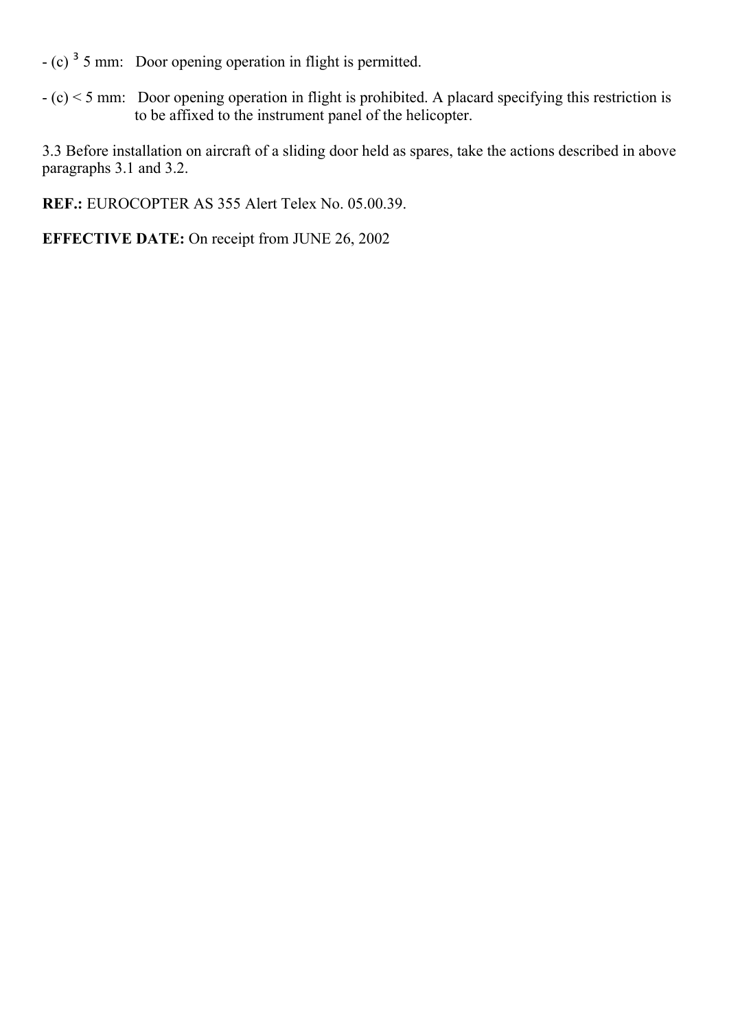- (c) $^{3}$ 5 mm: Door opening operation in flight is permitted.

- (c) < 5 mm: Door opening operation in flight is prohibited. A placard specifying this restriction is to be affixed to the instrument panel of the helicopter.

3.3 Before installation on aircraft of a sliding door held as spares, take the actions described in above paragraphs 3.1 and 3.2.

**REF.:** EUROCOPTER AS 355 Alert Telex No. 05.00.39.

**EFFECTIVE DATE:** On receipt from JUNE 26, 2002